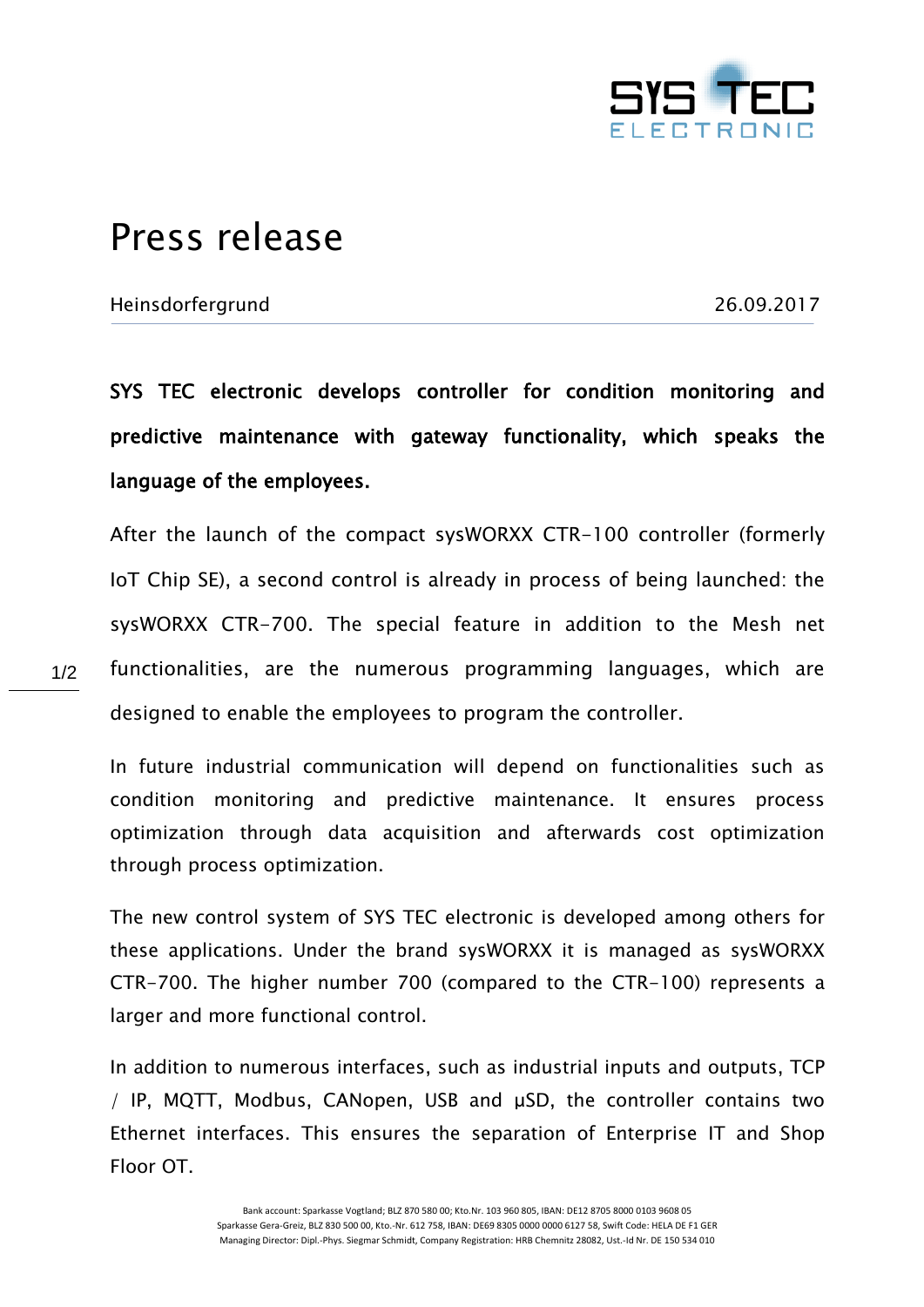# Press release

Heinsdorfergrund 26.09.2017

**SYS TEC electronic develops controller for condition monitoring and predictive maintenance with gateway functionality, which speaks the language of the employees.**

After the launch of the compact sysWORXX CTR-100 controller (formerly IoT Chip SE), a second control is already in process of being launched: the sysWORXX CTR-700. The special feature in addition to the Mesh net functionalities, are the numerous programming languages, which are designed to enable the employees to program the controller.

In future industrial communication will depend on functionalities such as condition monitoring and predictive maintenance. It ensures process optimization through data acquisition and afterwards cost optimization through process optimization.

The new control system of SYS TEC electronic is developed among others for these applications. Under the brand sysWORXX it is managed as sysWORXX CTR-700. The higher number 700 (compared to the CTR-100) represents a larger and more functional control.

In addition to numerous interfaces, such as industrial inputs and outputs, TCP / IP, MQTT, Modbus, CANopen, USB and µSD, the controller contains two Ethernet interfaces. This ensures the separation of Enterprise IT and Shop Floor OT.

Bank account: Sparkasse Vogtland; BLZ 870 580 00; Kto.Nr. 103 960 805, IBAN: DE12 8705 8000 0103 9608 05
Sparkasse Gera-Greiz, BLZ 830 500 00, Kto.-Nr. 612 758, IBAN: DE69 8305 0000 0000 6127 58, Swift Code: HELA DE F1 GER
Managing Director: Dipl.-Phys. Siegmar Schmidt, Company Registration: HRB Chemnitz 28082, Ust.-Id Nr. DE 150 534 010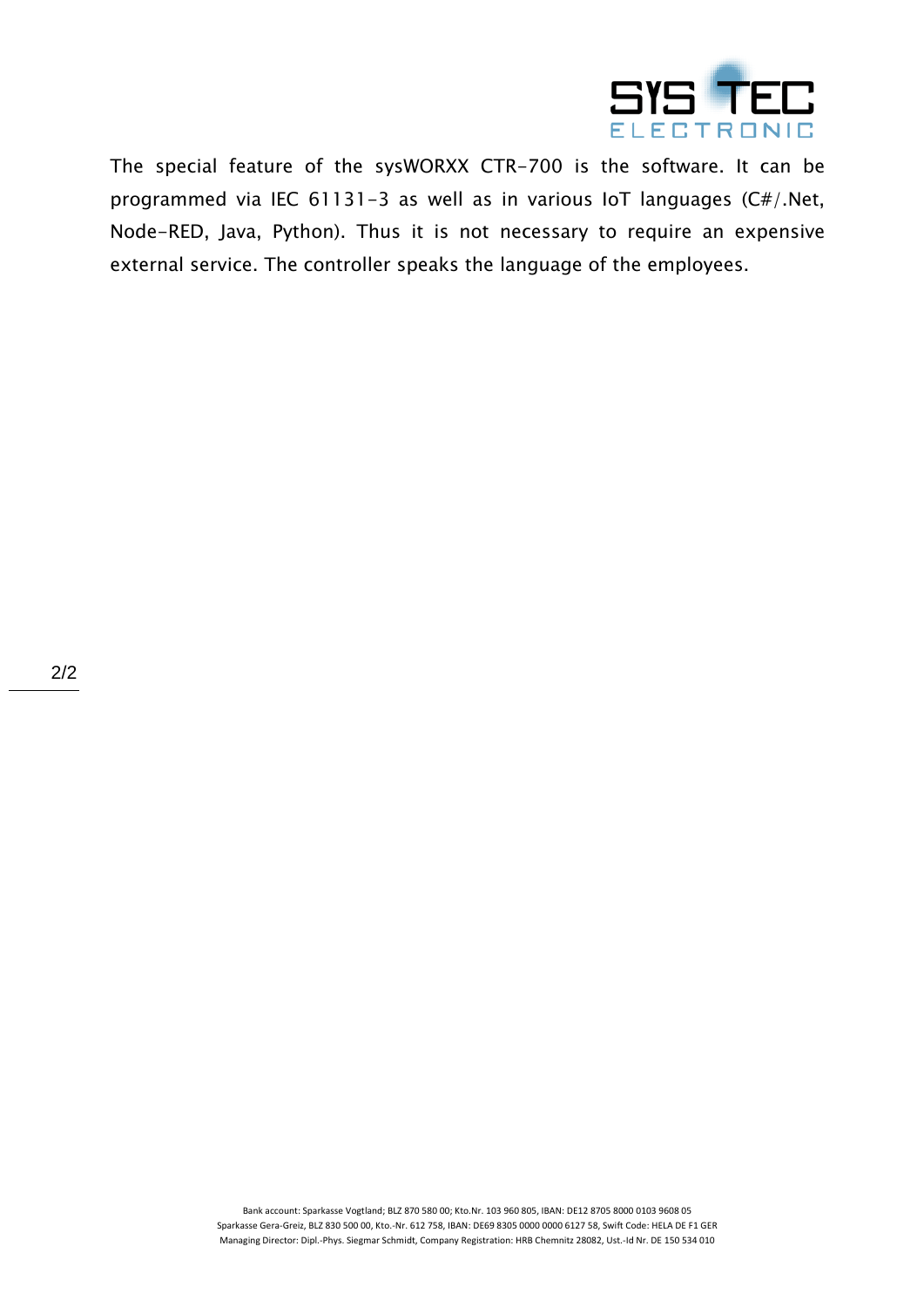The special feature of the sysWORXX CTR-700 is the software. It can be programmed via IEC 61131-3 as well as in various IoT languages (C#/.Net, Node-RED, Java, Python). Thus it is not necessary to require an expensive external service. The controller speaks the language of the employees.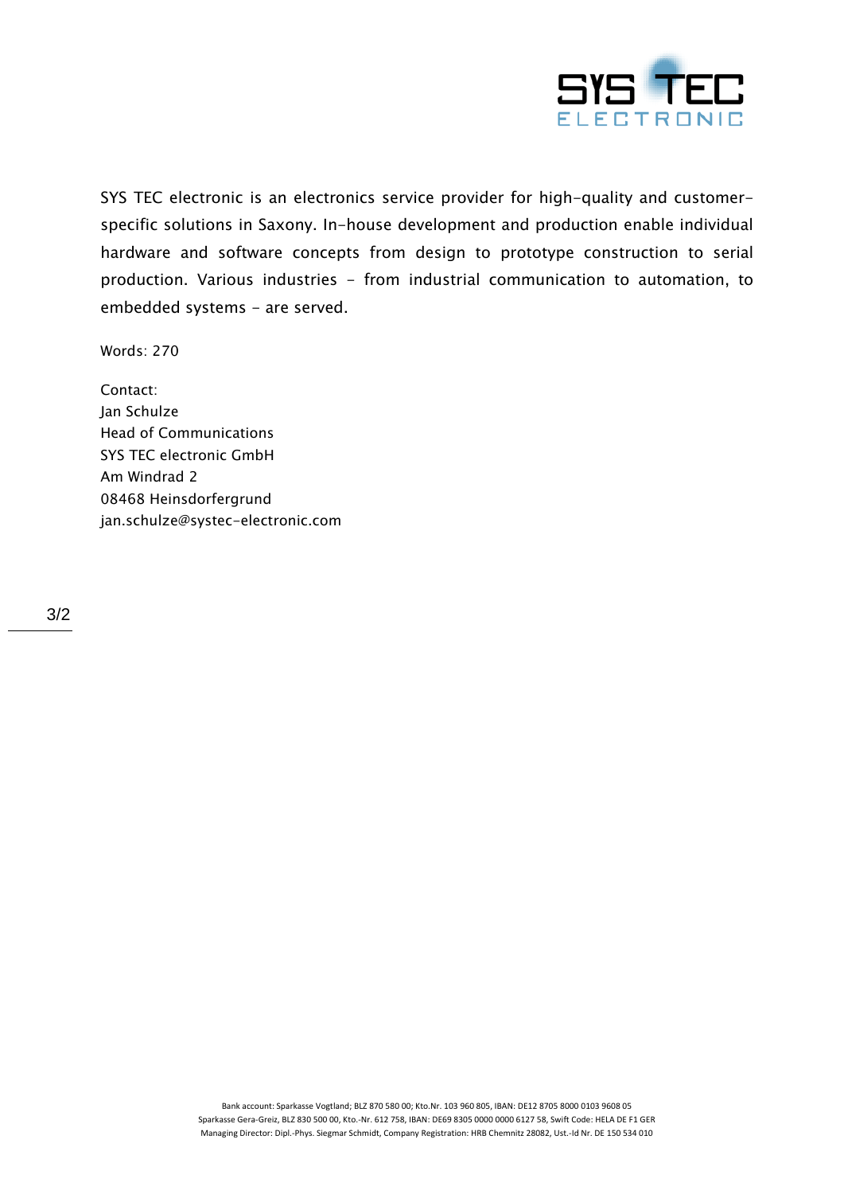SYS TEC electronic is an electronics service provider for high-quality and customer-specific solutions in Saxony. In-house development and production enable individual hardware and software concepts from design to prototype construction to serial production. Various industries - from industrial communication to automation, to embedded systems - are served.

Words: 270

Contact:
Jan Schulze
Head of Communications
SYS TEC electronic GmbH
Am Windrad 2
08468 Heinsdorfergrund
jan.schulze@systec-electronic.com

Bank account: Sparkasse Vogtland; BLZ 870 580 00; Kto.Nr. 103 960 805, IBAN: DE12 8705 8000 0103 9608 05
Sparkasse Gera-Greiz, BLZ 830 500 00, Kto.-Nr. 612 758, IBAN: DE69 8305 0000 0000 6127 58, Swift Code: HELA DE F1 GER
Managing Director: Dipl.-Phys. Siegmar Schmidt, Company Registration: HRB Chemnitz 28082, Ust.-Id Nr. DE 150 534 010